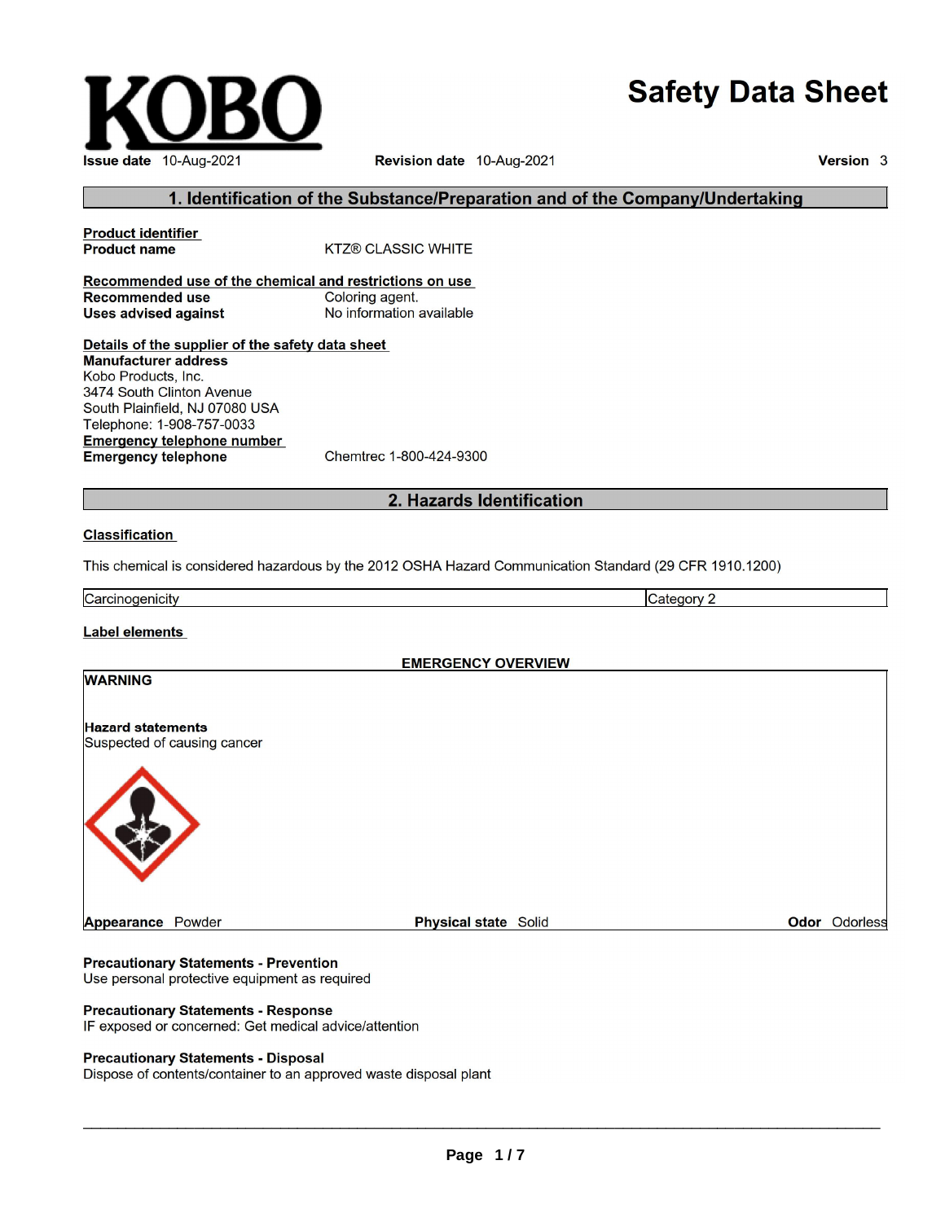# KOBO

# Safety Data Sheet

**Issue date** 10-Aug-2021 **Revision date** 10-Aug-2021 **Version** 3

## 1. Identification of the Substance/Preparation and of the Company/Undertaking

**Product identifier**

**Product name** KTZ® CLASSIC WHITE

**Recommended use of the chemical and restrictions on use**

**Recommended use** Coloring agent.

**Uses advised against** No information available

**Details of the supplier of the safety data sheet**

**Manufacturer address**

Kobo Products, Inc.
3474 South Clinton Avenue
South Plainfield, NJ 07080 USA
Telephone: 1-908-757-0033

**Emergency telephone number**

**Emergency telephone** Chemtrec 1-800-424-9300

## 2. Hazards Identification

**Classification**

This chemical is considered hazardous by the 2012 OSHA Hazard Communication Standard (29 CFR 1910.1200)

| Carcinogenicity | Category 2 |
|---|---|

**Label elements**

**EMERGENCY OVERVIEW**

**WARNING**

**Hazard statements**

Suspected of causing cancer

**Appearance** Powder **Physical state** Solid **Odor** Odorless

**Precautionary Statements - Prevention**

Use personal protective equipment as required

**Precautionary Statements - Response**

IF exposed or concerned: Get medical advice/attention

**Precautionary Statements - Disposal**

Dispose of contents/container to an approved waste disposal plant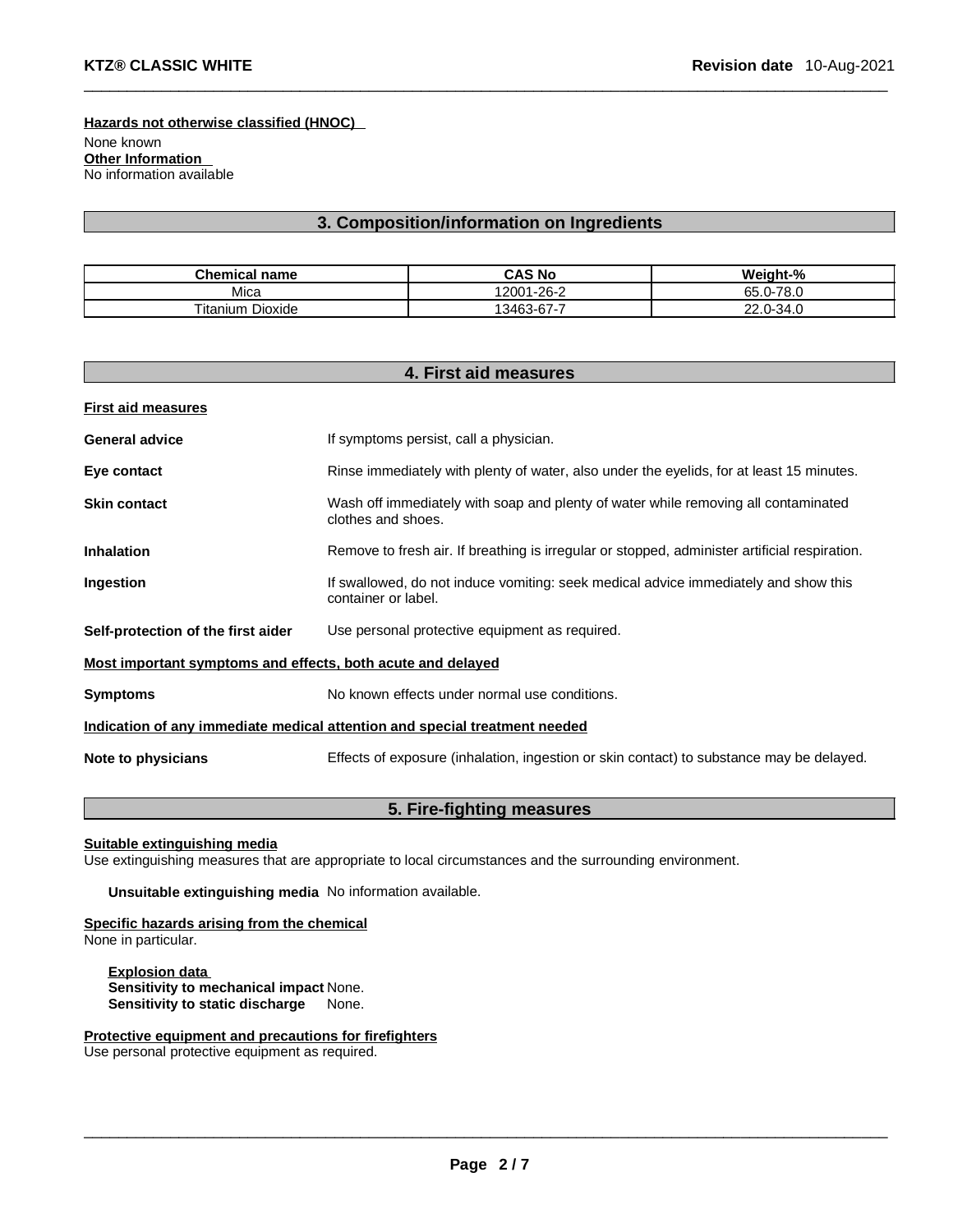**Hazards not otherwise classified (HNOC)**

None known

**Other Information**

No information available

## 3. Composition/information on Ingredients

| Chemical name | CAS No | Weight-% |
|---|---|---|
| Mica | 12001-26-2 | 65.0-78.0 |
| Titanium Dioxide | 13463-67-7 | 22.0-34.0 |

## 4. First aid measures

**First aid measures**

**General advice** If symptoms persist, call a physician.

**Eye contact** Rinse immediately with plenty of water, also under the eyelids, for at least 15 minutes.

**Skin contact** Wash off immediately with soap and plenty of water while removing all contaminated clothes and shoes.

**Inhalation** Remove to fresh air. If breathing is irregular or stopped, administer artificial respiration.

**Ingestion** If swallowed, do not induce vomiting: seek medical advice immediately and show this container or label.

**Self-protection of the first aider** Use personal protective equipment as required.

**Most important symptoms and effects, both acute and delayed**

**Symptoms** No known effects under normal use conditions.

**Indication of any immediate medical attention and special treatment needed**

**Note to physicians** Effects of exposure (inhalation, ingestion or skin contact) to substance may be delayed.

## 5. Fire-fighting measures

**Suitable extinguishing media**

Use extinguishing measures that are appropriate to local circumstances and the surrounding environment.

**Unsuitable extinguishing media** No information available.

**Specific hazards arising from the chemical**

None in particular.

**Explosion data**

**Sensitivity to mechanical impact** None.

**Sensitivity to static discharge** None.

**Protective equipment and precautions for firefighters**

Use personal protective equipment as required.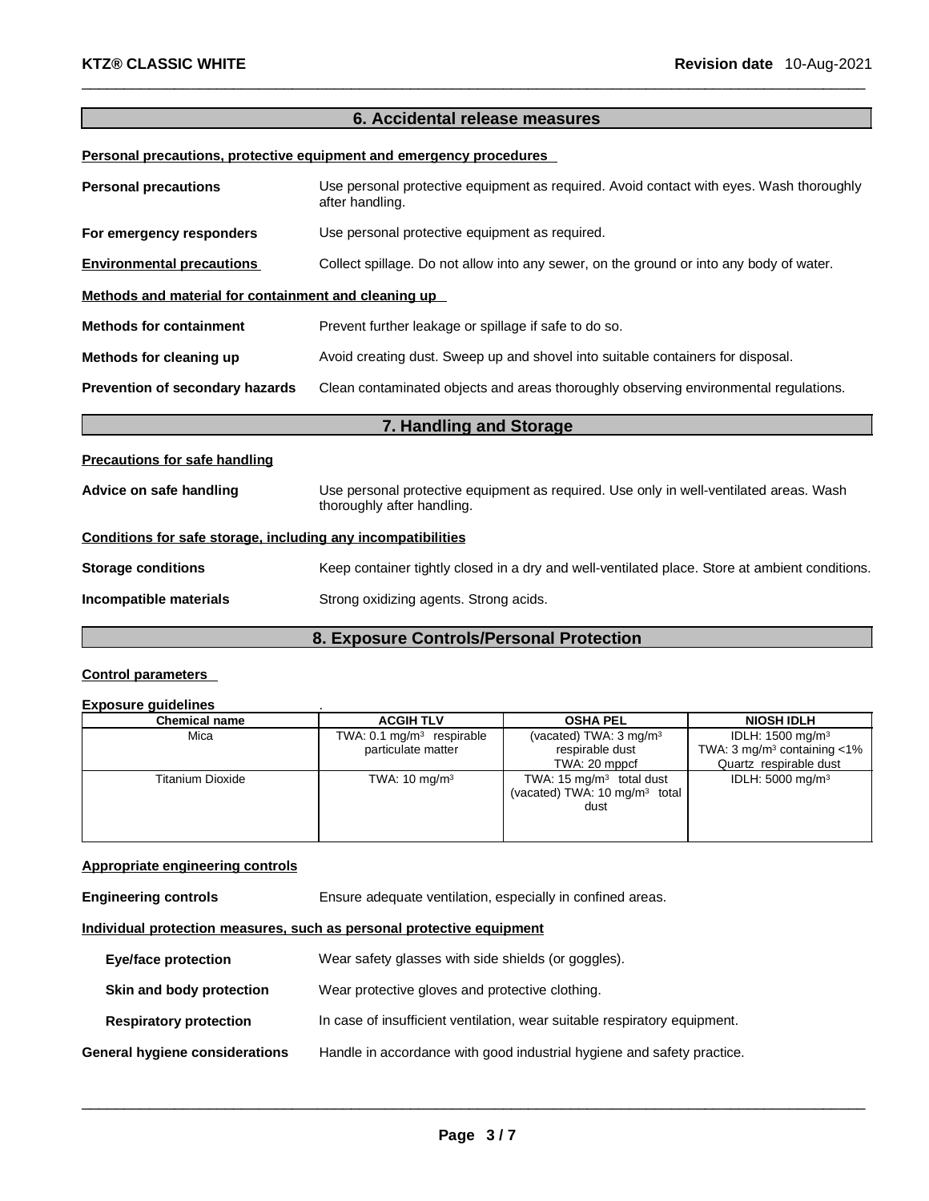## 6. Accidental release measures

**Personal precautions, protective equipment and emergency procedures**

**Personal precautions** Use personal protective equipment as required. Avoid contact with eyes. Wash thoroughly after handling.

**For emergency responders** Use personal protective equipment as required.

**Environmental precautions** Collect spillage. Do not allow into any sewer, on the ground or into any body of water.

**Methods and material for containment and cleaning up**

**Methods for containment** Prevent further leakage or spillage if safe to do so.

**Methods for cleaning up** Avoid creating dust. Sweep up and shovel into suitable containers for disposal.

**Prevention of secondary hazards** Clean contaminated objects and areas thoroughly observing environmental regulations.

## 7. Handling and Storage

**Precautions for safe handling**

**Advice on safe handling** Use personal protective equipment as required. Use only in well-ventilated areas. Wash thoroughly after handling.

**Conditions for safe storage, including any incompatibilities**

**Storage conditions** Keep container tightly closed in a dry and well-ventilated place. Store at ambient conditions.

**Incompatible materials** Strong oxidizing agents. Strong acids.

## 8. Exposure Controls/Personal Protection

**Control parameters**

**Exposure guidelines** .

| Chemical name | ACGIH TLV | OSHA PEL | NIOSH IDLH |
|---|---|---|---|
| Mica | TWA: 0.1 mg/m³ respirable particulate matter | (vacated) TWA: 3 mg/m³ respirable dust<br>TWA: 20 mppcf | IDLH: 1500 mg/m³<br>TWA: 3 mg/m³ containing <1% Quartz respirable dust |
| Titanium Dioxide | TWA: 10 mg/m³ | TWA: 15 mg/m³ total dust<br>(vacated) TWA: 10 mg/m³ total dust | IDLH: 5000 mg/m³ |

**Appropriate engineering controls**

**Engineering controls** Ensure adequate ventilation, especially in confined areas.

**Individual protection measures, such as personal protective equipment**

**Eye/face protection** Wear safety glasses with side shields (or goggles).

**Skin and body protection** Wear protective gloves and protective clothing.

**Respiratory protection** In case of insufficient ventilation, wear suitable respiratory equipment.

**General hygiene considerations** Handle in accordance with good industrial hygiene and safety practice.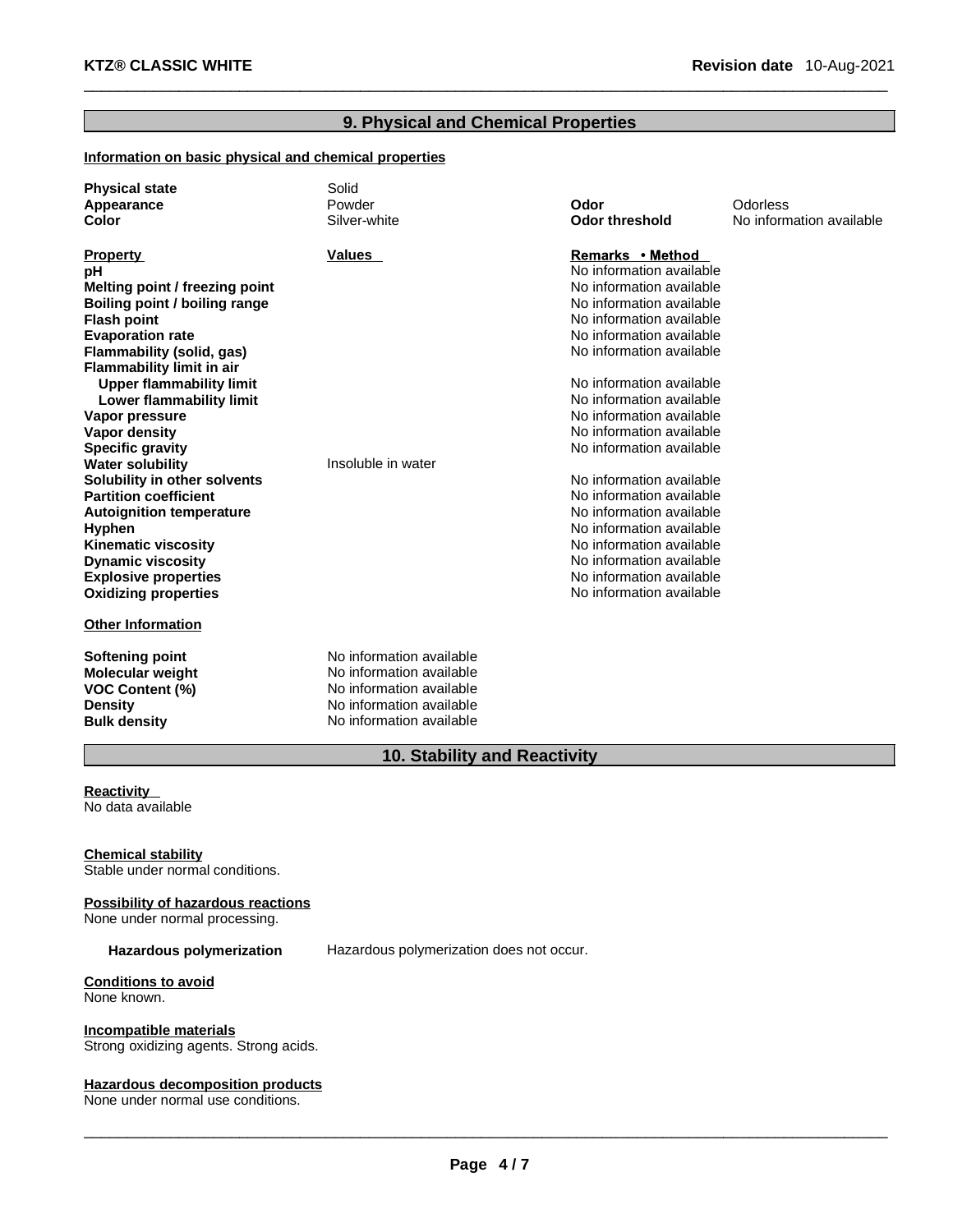## 9. Physical and Chemical Properties

### Information on basic physical and chemical properties

| | | | |
|---|---|---|---|
| **Physical state** | Solid | | |
| **Appearance** | Powder | **Odor** | Odorless |
| **Color** | Silver-white | **Odor threshold** | No information available |

| **Property** | **Values** | **Remarks • Method** |
|---|---|---|
| **pH** | | No information available |
| **Melting point / freezing point** | | No information available |
| **Boiling point / boiling range** | | No information available |
| **Flash point** | | No information available |
| **Evaporation rate** | | No information available |
| **Flammability (solid, gas)** | | No information available |
| **Flammability limit in air** | | |
| **Upper flammability limit** | | No information available |
| **Lower flammability limit** | | No information available |
| **Vapor pressure** | | No information available |
| **Vapor density** | | No information available |
| **Specific gravity** | | No information available |
| **Water solubility** | Insoluble in water | |
| **Solubility in other solvents** | | No information available |
| **Partition coefficient** | | No information available |
| **Autoignition temperature** | | No information available |
| **Hyphen** | | No information available |
| **Kinematic viscosity** | | No information available |
| **Dynamic viscosity** | | No information available |
| **Explosive properties** | | No information available |
| **Oxidizing properties** | | No information available |

### Other Information

| | |
|---|---|
| **Softening point** | No information available |
| **Molecular weight** | No information available |
| **VOC Content (%)** | No information available |
| **Density** | No information available |
| **Bulk density** | No information available |

## 10. Stability and Reactivity

**Reactivity**
No data available

**Chemical stability**
Stable under normal conditions.

**Possibility of hazardous reactions**
None under normal processing.

**Hazardous polymerization** Hazardous polymerization does not occur.

**Conditions to avoid**
None known.

**Incompatible materials**
Strong oxidizing agents. Strong acids.

**Hazardous decomposition products**
None under normal use conditions.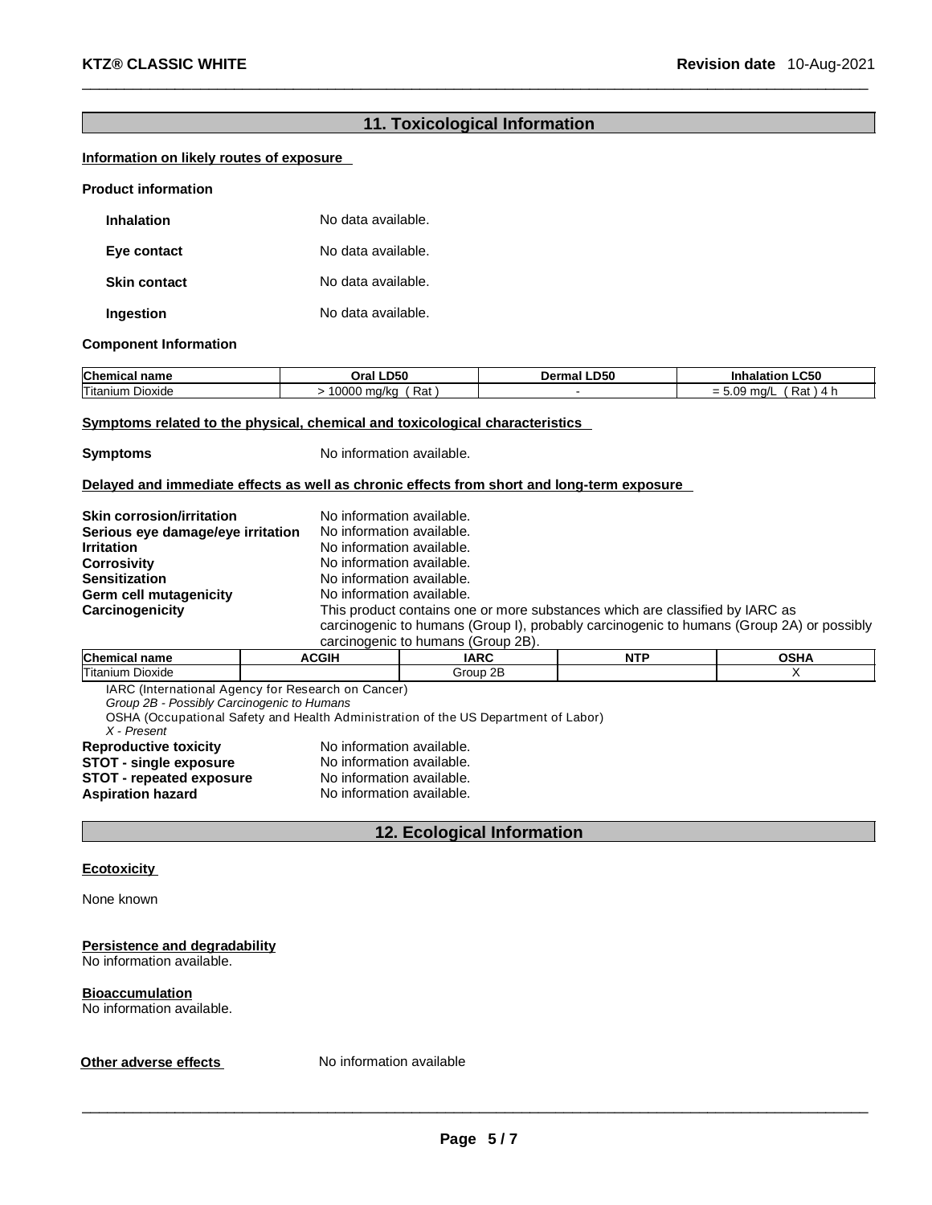## 11. Toxicological Information

**Information on likely routes of exposure**

**Product information**

**Inhalation** No data available.

**Eye contact** No data available.

**Skin contact** No data available.

**Ingestion** No data available.

**Component Information**

| Chemical name | Oral LD50 | Dermal LD50 | Inhalation LC50 |
|---|---|---|---|
| Titanium Dioxide | > 10000 mg/kg ( Rat ) | - | = 5.09 mg/L ( Rat ) 4 h |

**Symptoms related to the physical, chemical and toxicological characteristics**

**Symptoms** No information available.

**Delayed and immediate effects as well as chronic effects from short and long-term exposure**

**Skin corrosion/irritation** No information available.
**Serious eye damage/eye irritation** No information available.
**Irritation** No information available.
**Corrosivity** No information available.
**Sensitization** No information available.
**Germ cell mutagenicity** No information available.
**Carcinogenicity** This product contains one or more substances which are classified by IARC as carcinogenic to humans (Group I), probably carcinogenic to humans (Group 2A) or possibly carcinogenic to humans (Group 2B).

| Chemical name | ACGIH | IARC | NTP | OSHA |
|---|---|---|---|---|
| Titanium Dioxide | | Group 2B | | X |

IARC (International Agency for Research on Cancer)
*Group 2B - Possibly Carcinogenic to Humans*
OSHA (Occupational Safety and Health Administration of the US Department of Labor)
*X - Present*

**Reproductive toxicity** No information available.
**STOT - single exposure** No information available.
**STOT - repeated exposure** No information available.
**Aspiration hazard** No information available.

## 12. Ecological Information

**Ecotoxicity**

None known

**Persistence and degradability**
No information available.

**Bioaccumulation**
No information available.

**Other adverse effects** No information available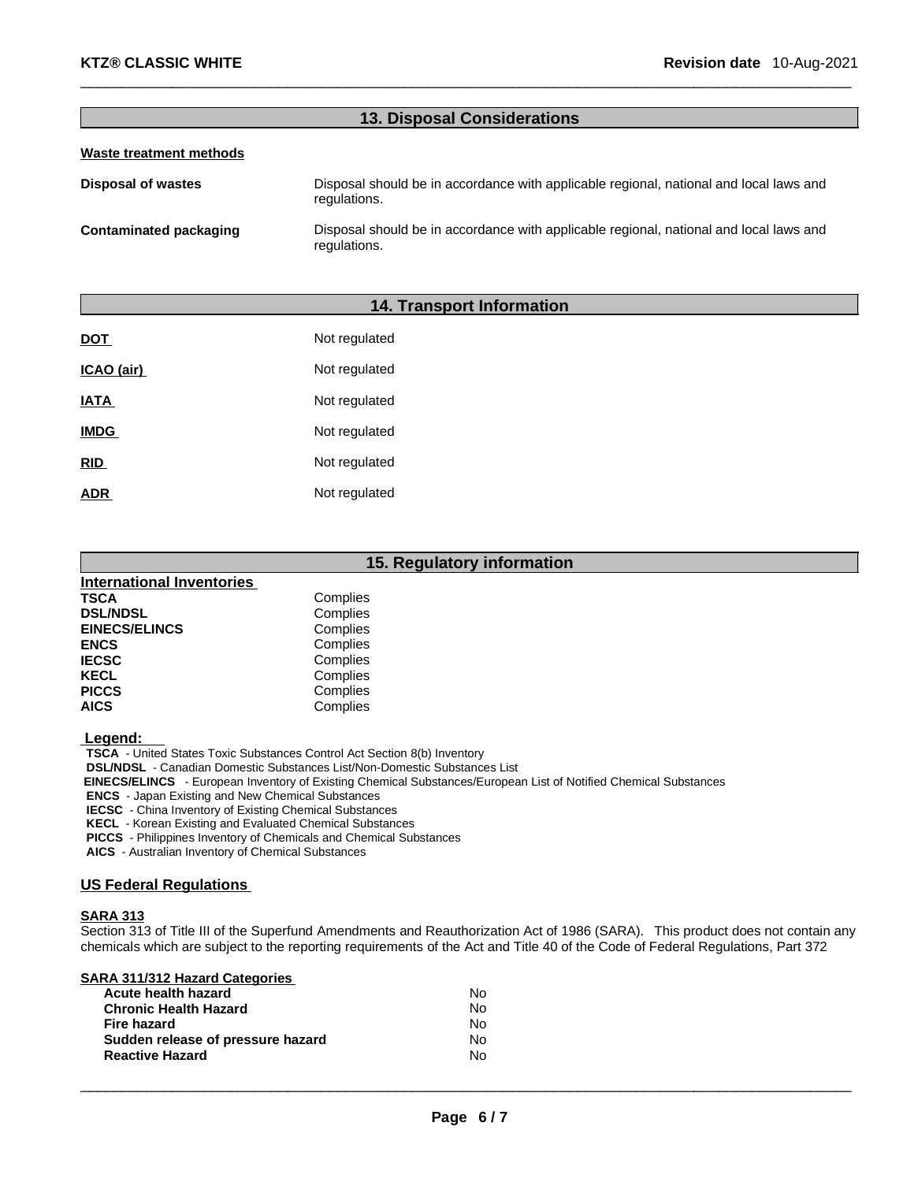## 13. Disposal Considerations

**Waste treatment methods**

| | |
|---|---|
| **Disposal of wastes** | Disposal should be in accordance with applicable regional, national and local laws and regulations. |
| **Contaminated packaging** | Disposal should be in accordance with applicable regional, national and local laws and regulations. |

## 14. Transport Information

| | |
|---|---|
| **DOT** | Not regulated |
| **ICAO (air)** | Not regulated |
| **IATA** | Not regulated |
| **IMDG** | Not regulated |
| **RID** | Not regulated |
| **ADR** | Not regulated |

## 15. Regulatory information

**International Inventories**

| | |
|---|---|
| **TSCA** | Complies |
| **DSL/NDSL** | Complies |
| **EINECS/ELINCS** | Complies |
| **ENCS** | Complies |
| **IECSC** | Complies |
| **KECL** | Complies |
| **PICCS** | Complies |
| **AICS** | Complies |

**Legend:**

**TSCA** - United States Toxic Substances Control Act Section 8(b) Inventory
**DSL/NDSL** - Canadian Domestic Substances List/Non-Domestic Substances List
**EINECS/ELINCS** - European Inventory of Existing Chemical Substances/European List of Notified Chemical Substances
**ENCS** - Japan Existing and New Chemical Substances
**IECSC** - China Inventory of Existing Chemical Substances
**KECL** - Korean Existing and Evaluated Chemical Substances
**PICCS** - Philippines Inventory of Chemicals and Chemical Substances
**AICS** - Australian Inventory of Chemical Substances

### US Federal Regulations

**SARA 313**

Section 313 of Title III of the Superfund Amendments and Reauthorization Act of 1986 (SARA). This product does not contain any chemicals which are subject to the reporting requirements of the Act and Title 40 of the Code of Federal Regulations, Part 372

**SARA 311/312 Hazard Categories**

| | |
|---|---|
| **Acute health hazard** | No |
| **Chronic Health Hazard** | No |
| **Fire hazard** | No |
| **Sudden release of pressure hazard** | No |
| **Reactive Hazard** | No |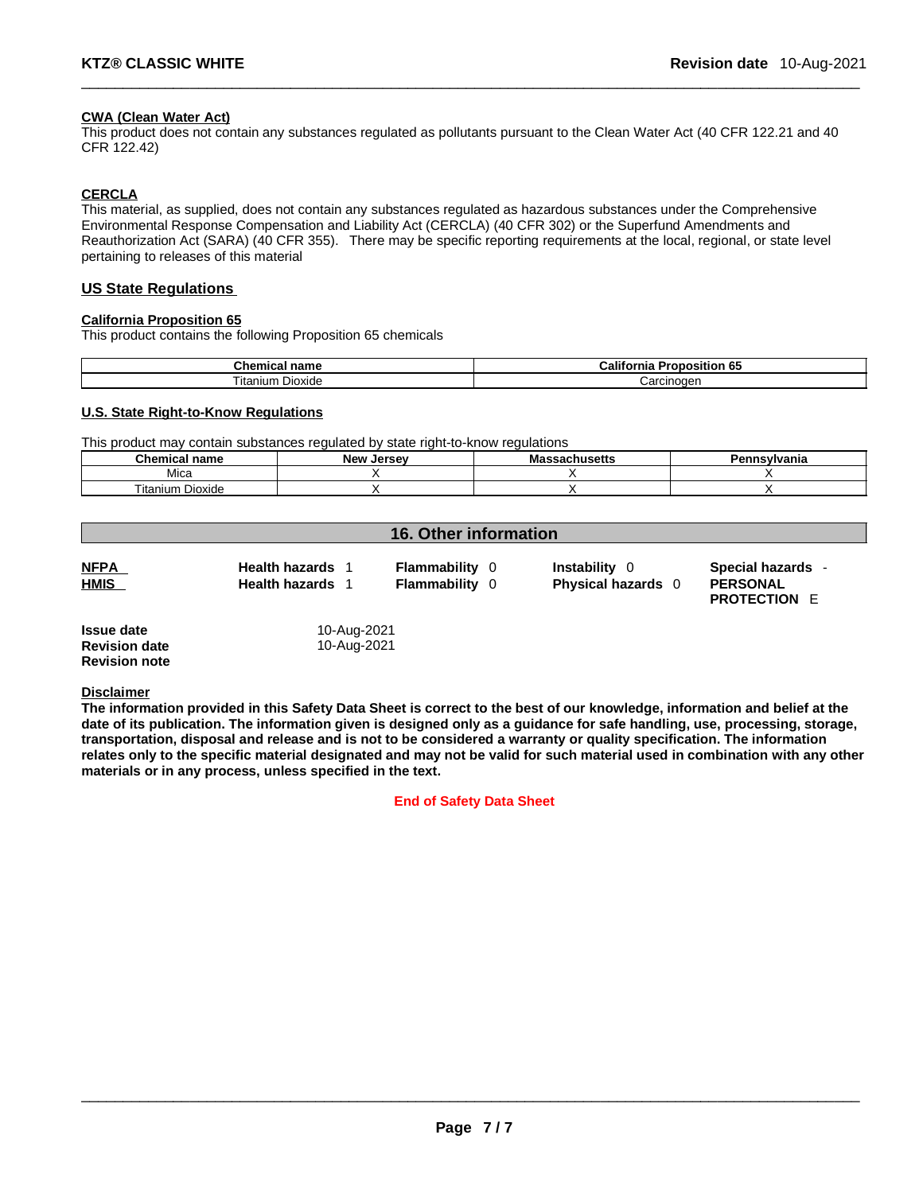#### CWA (Clean Water Act)

This product does not contain any substances regulated as pollutants pursuant to the Clean Water Act (40 CFR 122.21 and 40 CFR 122.42)

#### CERCLA

This material, as supplied, does not contain any substances regulated as hazardous substances under the Comprehensive Environmental Response Compensation and Liability Act (CERCLA) (40 CFR 302) or the Superfund Amendments and Reauthorization Act (SARA) (40 CFR 355). There may be specific reporting requirements at the local, regional, or state level pertaining to releases of this material

### US State Regulations

#### California Proposition 65

This product contains the following Proposition 65 chemicals

| Chemical name | California Proposition 65 |
|---|---|
| Titanium Dioxide | Carcinogen |

#### U.S. State Right-to-Know Regulations

This product may contain substances regulated by state right-to-know regulations

| Chemical name | New Jersey | Massachusetts | Pennsylvania |
|---|---|---|---|
| Mica | X | X | X |
| Titanium Dioxide | X | X | X |

## 16. Other information

| | | | | |
|---|---|---|---|---|
| **NFPA** | **Health hazards** 1 | **Flammability** 0 | **Instability** 0 | **Special hazards** - |
| **HMIS** | **Health hazards** 1 | **Flammability** 0 | **Physical hazards** 0 | **PERSONAL PROTECTION** E |

**Issue date** 10-Aug-2021
**Revision date** 10-Aug-2021
**Revision note**

#### Disclaimer

**The information provided in this Safety Data Sheet is correct to the best of our knowledge, information and belief at the date of its publication. The information given is designed only as a guidance for safe handling, use, processing, storage, transportation, disposal and release and is not to be considered a warranty or quality specification. The information relates only to the specific material designated and may not be valid for such material used in combination with any other materials or in any process, unless specified in the text.**

**End of Safety Data Sheet**